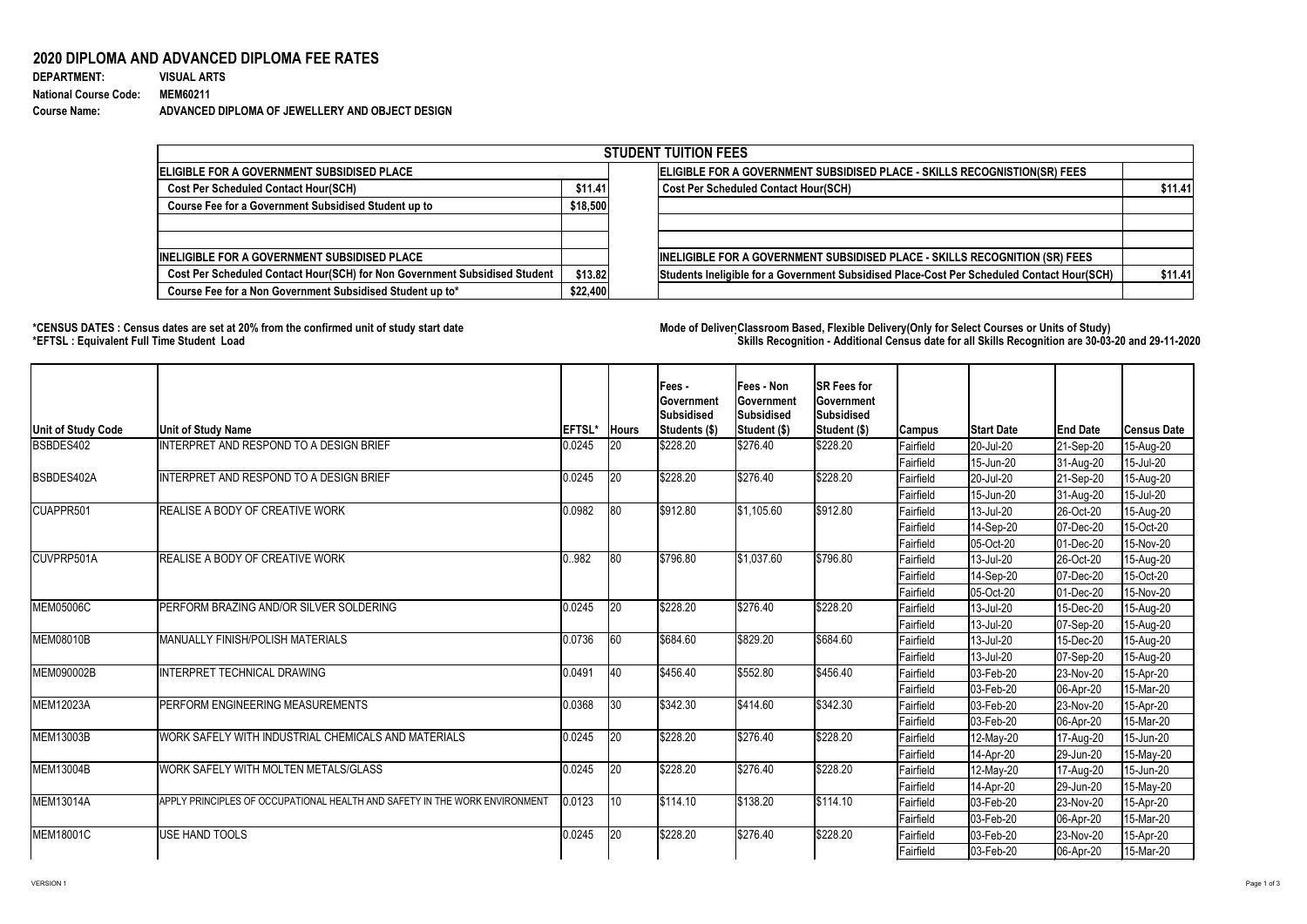## 2020 DIPLOMA AND ADVANCED DIPLOMA FEE RATES

**DEPARTMENT:** VISUAL ARTS
**National Course Code:** MEM60211
**Course Name:** ADVANCED DIPLOMA OF JEWELLERY AND OBJECT DESIGN

| STUDENT TUITION FEES | | | |
|---|---|---|---|
| **ELIGIBLE FOR A GOVERNMENT SUBSIDISED PLACE** | | **ELIGIBLE FOR A GOVERNMENT SUBSIDISED PLACE - SKILLS RECOGNISTION(SR) FEES** | |
| Cost Per Scheduled Contact Hour(SCH) | $11.41 | Cost Per Scheduled Contact Hour(SCH) | $11.41 |
| Course Fee for a Government Subsidised Student up to | $18,500 | | |
| | | | |
| | | | |
| **INELIGIBLE FOR A GOVERNMENT SUBSIDISED PLACE** | | **INELIGIBLE FOR A GOVERNMENT SUBSIDISED PLACE - SKILLS RECOGNITION (SR) FEES** | |
| Cost Per Scheduled Contact Hour(SCH) for Non Government Subsidised Student | $13.82 | Students Ineligible for a Government Subsidised Place-Cost Per Scheduled Contact Hour(SCH) | $11.41 |
| Course Fee for a Non Government Subsidised Student up to* | $22,400 | | |

**\*CENSUS DATES : Census dates are set at 20% from the confirmed unit of study start date**
**\*EFTSL : Equivalent Full Time Student Load**

**Mode of Delivery: Classroom Based, Flexible Delivery(Only for Select Courses or Units of Study)**
**Skills Recognition - Additional Census date for all Skills Recognition are 30-03-20 and 29-11-2020**

| Unit of Study Code | Unit of Study Name | EFTSL* | Hours | Fees - Government Subsidised Students ($) | Fees - Non Government Subsidised Student ($) | SR Fees for Government Subsidised Student ($) | Campus | Start Date | End Date | Census Date |
|---|---|---|---|---|---|---|---|---|---|---|
| BSBDES402 | INTERPRET AND RESPOND TO A DESIGN BRIEF | 0.0245 | 20 | $228.20 | $276.40 | $228.20 | Fairfield | 20-Jul-20 | 21-Sep-20 | 15-Aug-20 |
| | | | | | | | Fairfield | 15-Jun-20 | 31-Aug-20 | 15-Jul-20 |
| BSBDES402A | INTERPRET AND RESPOND TO A DESIGN BRIEF | 0.0245 | 20 | $228.20 | $276.40 | $228.20 | Fairfield | 20-Jul-20 | 21-Sep-20 | 15-Aug-20 |
| | | | | | | | Fairfield | 15-Jun-20 | 31-Aug-20 | 15-Jul-20 |
| CUAPPR501 | REALISE A BODY OF CREATIVE WORK | 0.0982 | 80 | $912.80 | $1,105.60 | $912.80 | Fairfield | 13-Jul-20 | 26-Oct-20 | 15-Aug-20 |
| | | | | | | | Fairfield | 14-Sep-20 | 07-Dec-20 | 15-Oct-20 |
| | | | | | | | Fairfield | 05-Oct-20 | 01-Dec-20 | 15-Nov-20 |
| CUVPRP501A | REALISE A BODY OF CREATIVE WORK | 0..982 | 80 | $796.80 | $1,037.60 | $796.80 | Fairfield | 13-Jul-20 | 26-Oct-20 | 15-Aug-20 |
| | | | | | | | Fairfield | 14-Sep-20 | 07-Dec-20 | 15-Oct-20 |
| | | | | | | | Fairfield | 05-Oct-20 | 01-Dec-20 | 15-Nov-20 |
| MEM05006C | PERFORM BRAZING AND/OR SILVER SOLDERING | 0.0245 | 20 | $228.20 | $276.40 | $228.20 | Fairfield | 13-Jul-20 | 15-Dec-20 | 15-Aug-20 |
| | | | | | | | Fairfield | 13-Jul-20 | 07-Sep-20 | 15-Aug-20 |
| MEM08010B | MANUALLY FINISH/POLISH MATERIALS | 0.0736 | 60 | $684.60 | $829.20 | $684.60 | Fairfield | 13-Jul-20 | 15-Dec-20 | 15-Aug-20 |
| | | | | | | | Fairfield | 13-Jul-20 | 07-Sep-20 | 15-Aug-20 |
| MEM090002B | INTERPRET TECHNICAL DRAWING | 0.0491 | 40 | $456.40 | $552.80 | $456.40 | Fairfield | 03-Feb-20 | 23-Nov-20 | 15-Apr-20 |
| | | | | | | | Fairfield | 03-Feb-20 | 06-Apr-20 | 15-Mar-20 |
| MEM12023A | PERFORM ENGINEERING MEASUREMENTS | 0.0368 | 30 | $342.30 | $414.60 | $342.30 | Fairfield | 03-Feb-20 | 23-Nov-20 | 15-Apr-20 |
| | | | | | | | Fairfield | 03-Feb-20 | 06-Apr-20 | 15-Mar-20 |
| MEM13003B | WORK SAFELY WITH INDUSTRIAL CHEMICALS AND MATERIALS | 0.0245 | 20 | $228.20 | $276.40 | $228.20 | Fairfield | 12-May-20 | 17-Aug-20 | 15-Jun-20 |
| | | | | | | | Fairfield | 14-Apr-20 | 29-Jun-20 | 15-May-20 |
| MEM13004B | WORK SAFELY WITH MOLTEN METALS/GLASS | 0.0245 | 20 | $228.20 | $276.40 | $228.20 | Fairfield | 12-May-20 | 17-Aug-20 | 15-Jun-20 |
| | | | | | | | Fairfield | 14-Apr-20 | 29-Jun-20 | 15-May-20 |
| MEM13014A | APPLY PRINCIPLES OF OCCUPATIONAL HEALTH AND SAFETY IN THE WORK ENVIRONMENT | 0.0123 | 10 | $114.10 | $138.20 | $114.10 | Fairfield | 03-Feb-20 | 23-Nov-20 | 15-Apr-20 |
| | | | | | | | Fairfield | 03-Feb-20 | 06-Apr-20 | 15-Mar-20 |
| MEM18001C | USE HAND TOOLS | 0.0245 | 20 | $228.20 | $276.40 | $228.20 | Fairfield | 03-Feb-20 | 23-Nov-20 | 15-Apr-20 |
| | | | | | | | Fairfield | 03-Feb-20 | 06-Apr-20 | 15-Mar-20 |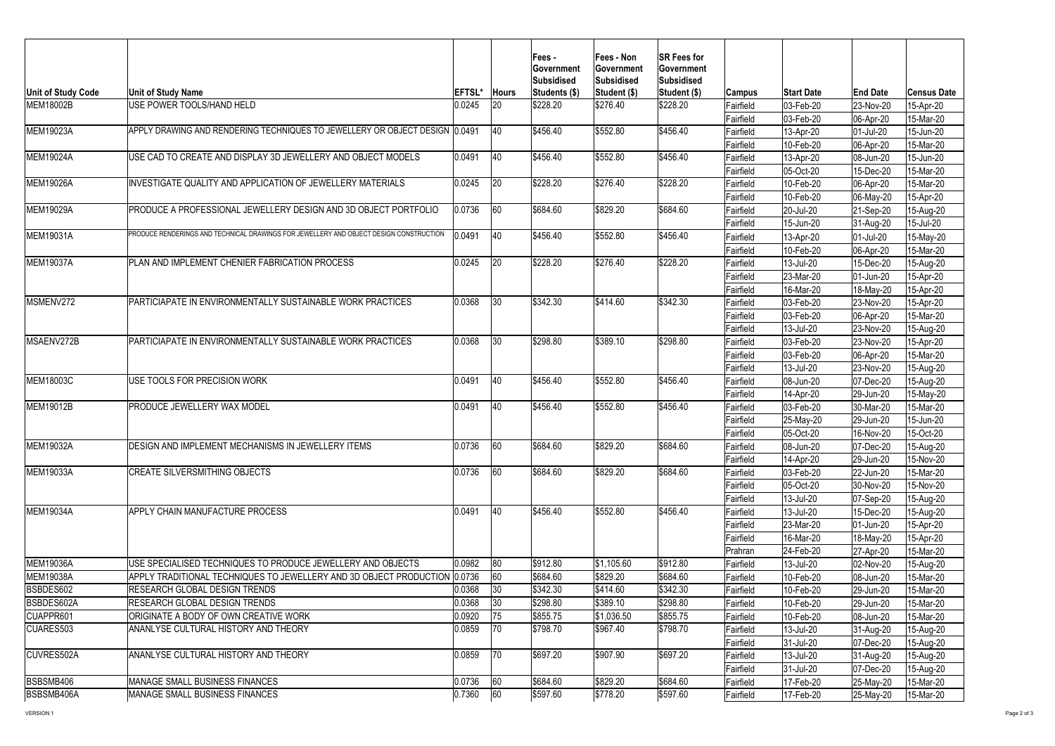| Unit of Study Code | Unit of Study Name | EFTSL* | Hours | Fees - Government Subsidised Students ($) | Fees - Non Government Subsidised Student ($) | SR Fees for Government Subsidised Student ($) | Campus | Start Date | End Date | Census Date |
|---|---|---|---|---|---|---|---|---|---|---|
| MEM18002B | USE POWER TOOLS/HAND HELD | 0.0245 | 20 | $228.20 | $276.40 | $228.20 | Fairfield | 03-Feb-20 | 23-Nov-20 | 15-Apr-20 |
| | | | | | | | Fairfield | 03-Feb-20 | 06-Apr-20 | 15-Mar-20 |
| MEM19023A | APPLY DRAWING AND RENDERING TECHNIQUES TO JEWELLERY OR OBJECT DESIGN | 0.0491 | 40 | $456.40 | $552.80 | $456.40 | Fairfield | 13-Apr-20 | 01-Jul-20 | 15-Jun-20 |
| | | | | | | | Fairfield | 10-Feb-20 | 06-Apr-20 | 15-Mar-20 |
| MEM19024A | USE CAD TO CREATE AND DISPLAY 3D JEWELLERY AND OBJECT MODELS | 0.0491 | 40 | $456.40 | $552.80 | $456.40 | Fairfield | 13-Apr-20 | 08-Jun-20 | 15-Jun-20 |
| | | | | | | | Fairfield | 05-Oct-20 | 15-Dec-20 | 15-Mar-20 |
| MEM19026A | INVESTIGATE QUALITY AND APPLICATION OF JEWELLERY MATERIALS | 0.0245 | 20 | $228.20 | $276.40 | $228.20 | Fairfield | 10-Feb-20 | 06-Apr-20 | 15-Mar-20 |
| | | | | | | | Fairfield | 10-Feb-20 | 06-May-20 | 15-Apr-20 |
| MEM19029A | PRODUCE A PROFESSIONAL JEWELLERY DESIGN AND 3D OBJECT PORTFOLIO | 0.0736 | 60 | $684.60 | $829.20 | $684.60 | Fairfield | 20-Jul-20 | 21-Sep-20 | 15-Aug-20 |
| | | | | | | | Fairfield | 15-Jun-20 | 31-Aug-20 | 15-Jul-20 |
| MEM19031A | PRODUCE RENDERINGS AND TECHNICAL DRAWINGS FOR JEWELLERY AND OBJECT DESIGN CONSTRUCTION | 0.0491 | 40 | $456.40 | $552.80 | $456.40 | Fairfield | 13-Apr-20 | 01-Jul-20 | 15-May-20 |
| | | | | | | | Fairfield | 10-Feb-20 | 06-Apr-20 | 15-Mar-20 |
| MEM19037A | PLAN AND IMPLEMENT CHENIER FABRICATION PROCESS | 0.0245 | 20 | $228.20 | $276.40 | $228.20 | Fairfield | 13-Jul-20 | 15-Dec-20 | 15-Aug-20 |
| | | | | | | | Fairfield | 23-Mar-20 | 01-Jun-20 | 15-Apr-20 |
| | | | | | | | Fairfield | 16-Mar-20 | 18-May-20 | 15-Apr-20 |
| MSMENV272 | PARTICIAPATE IN ENVIRONMENTALLY SUSTAINABLE WORK PRACTICES | 0.0368 | 30 | $342.30 | $414.60 | $342.30 | Fairfield | 03-Feb-20 | 23-Nov-20 | 15-Apr-20 |
| | | | | | | | Fairfield | 03-Feb-20 | 06-Apr-20 | 15-Mar-20 |
| | | | | | | | Fairfield | 13-Jul-20 | 23-Nov-20 | 15-Aug-20 |
| MSAENV272B | PARTICIAPATE IN ENVIRONMENTALLY SUSTAINABLE WORK PRACTICES | 0.0368 | 30 | $298.80 | $389.10 | $298.80 | Fairfield | 03-Feb-20 | 23-Nov-20 | 15-Apr-20 |
| | | | | | | | Fairfield | 03-Feb-20 | 06-Apr-20 | 15-Mar-20 |
| | | | | | | | Fairfield | 13-Jul-20 | 23-Nov-20 | 15-Aug-20 |
| MEM18003C | USE TOOLS FOR PRECISION WORK | 0.0491 | 40 | $456.40 | $552.80 | $456.40 | Fairfield | 08-Jun-20 | 07-Dec-20 | 15-Aug-20 |
| | | | | | | | Fairfield | 14-Apr-20 | 29-Jun-20 | 15-May-20 |
| MEM19012B | PRODUCE JEWELLERY WAX MODEL | 0.0491 | 40 | $456.40 | $552.80 | $456.40 | Fairfield | 03-Feb-20 | 30-Mar-20 | 15-Mar-20 |
| | | | | | | | Fairfield | 25-May-20 | 29-Jun-20 | 15-Jun-20 |
| | | | | | | | Fairfield | 05-Oct-20 | 16-Nov-20 | 15-Oct-20 |
| MEM19032A | DESIGN AND IMPLEMENT MECHANISMS IN JEWELLERY ITEMS | 0.0736 | 60 | $684.60 | $829.20 | $684.60 | Fairfield | 08-Jun-20 | 07-Dec-20 | 15-Aug-20 |
| | | | | | | | Fairfield | 14-Apr-20 | 29-Jun-20 | 15-Nov-20 |
| MEM19033A | CREATE SILVERSMITHING OBJECTS | 0.0736 | 60 | $684.60 | $829.20 | $684.60 | Fairfield | 03-Feb-20 | 22-Jun-20 | 15-Mar-20 |
| | | | | | | | Fairfield | 05-Oct-20 | 30-Nov-20 | 15-Nov-20 |
| | | | | | | | Fairfield | 13-Jul-20 | 07-Sep-20 | 15-Aug-20 |
| MEM19034A | APPLY CHAIN MANUFACTURE PROCESS | 0.0491 | 40 | $456.40 | $552.80 | $456.40 | Fairfield | 13-Jul-20 | 15-Dec-20 | 15-Aug-20 |
| | | | | | | | Fairfield | 23-Mar-20 | 01-Jun-20 | 15-Apr-20 |
| | | | | | | | Fairfield | 16-Mar-20 | 18-May-20 | 15-Apr-20 |
| | | | | | | | Prahran | 24-Feb-20 | 27-Apr-20 | 15-Mar-20 |
| MEM19036A | USE SPECIALISED TECHNIQUES TO PRODUCE JEWELLERY AND OBJECTS | 0.0982 | 80 | $912.80 | $1,105.60 | $912.80 | Fairfield | 13-Jul-20 | 02-Nov-20 | 15-Aug-20 |
| MEM19038A | APPLY TRADITIONAL TECHNIQUES TO JEWELLERY AND 3D OBJECT PRODUCTION | 0.0736 | 60 | $684.60 | $829.20 | $684.60 | Fairfield | 10-Feb-20 | 08-Jun-20 | 15-Mar-20 |
| BSBDES602 | RESEARCH GLOBAL DESIGN TRENDS | 0.0368 | 30 | $342.30 | $414.60 | $342.30 | Fairfield | 10-Feb-20 | 29-Jun-20 | 15-Mar-20 |
| BSBDES602A | RESEARCH GLOBAL DESIGN TRENDS | 0.0368 | 30 | $298.80 | $389.10 | $298.80 | Fairfield | 10-Feb-20 | 29-Jun-20 | 15-Mar-20 |
| CUAPPR601 | ORIGINATE A BODY OF OWN CREATIVE WORK | 0.0920 | 75 | $855.75 | $1,036.50 | $855.75 | Fairfield | 10-Feb-20 | 08-Jun-20 | 15-Mar-20 |
| CUARES503 | ANANLYSE CULTURAL HISTORY AND THEORY | 0.0859 | 70 | $798.70 | $967.40 | $798.70 | Fairfield | 13-Jul-20 | 31-Aug-20 | 15-Aug-20 |
| | | | | | | | Fairfield | 31-Jul-20 | 07-Dec-20 | 15-Aug-20 |
| CUVRES502A | ANANLYSE CULTURAL HISTORY AND THEORY | 0.0859 | 70 | $697.20 | $907.90 | $697.20 | Fairfield | 13-Jul-20 | 31-Aug-20 | 15-Aug-20 |
| | | | | | | | Fairfield | 31-Jul-20 | 07-Dec-20 | 15-Aug-20 |
| BSBSMB406 | MANAGE SMALL BUSINESS FINANCES | 0.0736 | 60 | $684.60 | $829.20 | $684.60 | Fairfield | 17-Feb-20 | 25-May-20 | 15-Mar-20 |
| BSBSMB406A | MANAGE SMALL BUSINESS FINANCES | 0.7360 | 60 | $597.60 | $778.20 | $597.60 | Fairfield | 17-Feb-20 | 25-May-20 | 15-Mar-20 |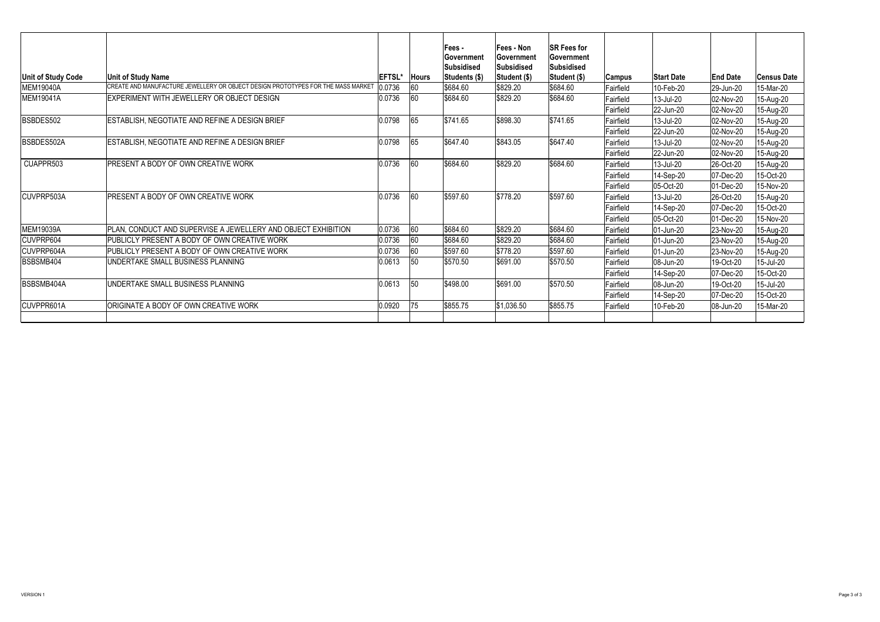| Unit of Study Code | Unit of Study Name | EFTSL* | Hours | Fees - Government Subsidised Students ($) | Fees - Non Government Subsidised Student ($) | SR Fees for Government Subsidised Student ($) | Campus | Start Date | End Date | Census Date |
|---|---|---|---|---|---|---|---|---|---|---|
| MEM19040A | CREATE AND MANUFACTURE JEWELLERY OR OBJECT DESIGN PROTOTYPES FOR THE MASS MARKET | 0.0736 | 60 | $684.60 | $829.20 | $684.60 | Fairfield | 10-Feb-20 | 29-Jun-20 | 15-Mar-20 |
| MEM19041A | EXPERIMENT WITH JEWELLERY OR OBJECT DESIGN | 0.0736 | 60 | $684.60 | $829.20 | $684.60 | Fairfield | 13-Jul-20 | 02-Nov-20 | 15-Aug-20 |
| | | | | | | | Fairfield | 22-Jun-20 | 02-Nov-20 | 15-Aug-20 |
| BSBDES502 | ESTABLISH, NEGOTIATE AND REFINE A DESIGN BRIEF | 0.0798 | 65 | $741.65 | $898.30 | $741.65 | Fairfield | 13-Jul-20 | 02-Nov-20 | 15-Aug-20 |
| | | | | | | | Fairfield | 22-Jun-20 | 02-Nov-20 | 15-Aug-20 |
| BSBDES502A | ESTABLISH, NEGOTIATE AND REFINE A DESIGN BRIEF | 0.0798 | 65 | $647.40 | $843.05 | $647.40 | Fairfield | 13-Jul-20 | 02-Nov-20 | 15-Aug-20 |
| | | | | | | | Fairfield | 22-Jun-20 | 02-Nov-20 | 15-Aug-20 |
| CUAPPR503 | PRESENT A BODY OF OWN CREATIVE WORK | 0.0736 | 60 | $684.60 | $829.20 | $684.60 | Fairfield | 13-Jul-20 | 26-Oct-20 | 15-Aug-20 |
| | | | | | | | Fairfield | 14-Sep-20 | 07-Dec-20 | 15-Oct-20 |
| | | | | | | | Fairfield | 05-Oct-20 | 01-Dec-20 | 15-Nov-20 |
| CUVPRP503A | PRESENT A BODY OF OWN CREATIVE WORK | 0.0736 | 60 | $597.60 | $778.20 | $597.60 | Fairfield | 13-Jul-20 | 26-Oct-20 | 15-Aug-20 |
| | | | | | | | Fairfield | 14-Sep-20 | 07-Dec-20 | 15-Oct-20 |
| | | | | | | | Fairfield | 05-Oct-20 | 01-Dec-20 | 15-Nov-20 |
| MEM19039A | PLAN, CONDUCT AND SUPERVISE A JEWELLERY AND OBJECT EXHIBITION | 0.0736 | 60 | $684.60 | $829.20 | $684.60 | Fairfield | 01-Jun-20 | 23-Nov-20 | 15-Aug-20 |
| CUVPRP604 | PUBLICLY PRESENT A BODY OF OWN CREATIVE WORK | 0.0736 | 60 | $684.60 | $829.20 | $684.60 | Fairfield | 01-Jun-20 | 23-Nov-20 | 15-Aug-20 |
| CUVPRP604A | PUBLICLY PRESENT A BODY OF OWN CREATIVE WORK | 0.0736 | 60 | $597.60 | $778.20 | $597.60 | Fairfield | 01-Jun-20 | 23-Nov-20 | 15-Aug-20 |
| BSBSMB404 | UNDERTAKE SMALL BUSINESS PLANNING | 0.0613 | 50 | $570.50 | $691.00 | $570.50 | Fairfield | 08-Jun-20 | 19-Oct-20 | 15-Jul-20 |
| | | | | | | | Fairfield | 14-Sep-20 | 07-Dec-20 | 15-Oct-20 |
| BSBSMB404A | UNDERTAKE SMALL BUSINESS PLANNING | 0.0613 | 50 | $498.00 | $691.00 | $570.50 | Fairfield | 08-Jun-20 | 19-Oct-20 | 15-Jul-20 |
| | | | | | | | Fairfield | 14-Sep-20 | 07-Dec-20 | 15-Oct-20 |
| CUVPPR601A | ORIGINATE A BODY OF OWN CREATIVE WORK | 0.0920 | 75 | $855.75 | $1,036.50 | $855.75 | Fairfield | 10-Feb-20 | 08-Jun-20 | 15-Mar-20 |

VERSION 1